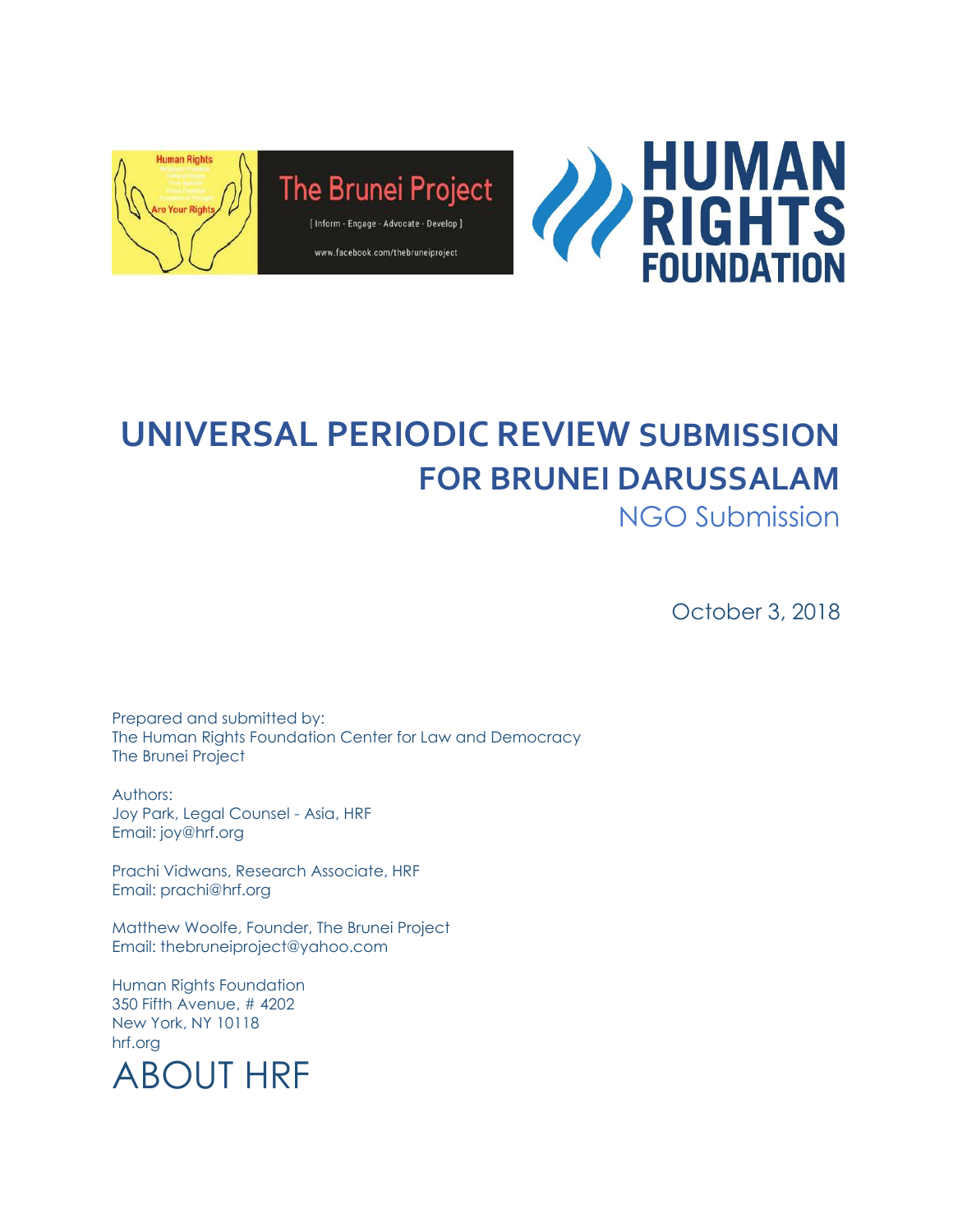# UNIVERSAL PERIODIC REVIEW SUBMISSION FOR BRUNEI DARUSSALAM

NGO Submission

October 3, 2018

Prepared and submitted by:
The Human Rights Foundation Center for Law and Democracy
The Brunei Project

Authors:
Joy Park, Legal Counsel - Asia, HRF
Email: joy@hrf.org

Prachi Vidwans, Research Associate, HRF
Email: prachi@hrf.org

Matthew Woolfe, Founder, The Brunei Project
Email: thebruneiproject@yahoo.com

Human Rights Foundation
350 Fifth Avenue, # 4202
New York, NY 10118
hrf.org

# ABOUT HRF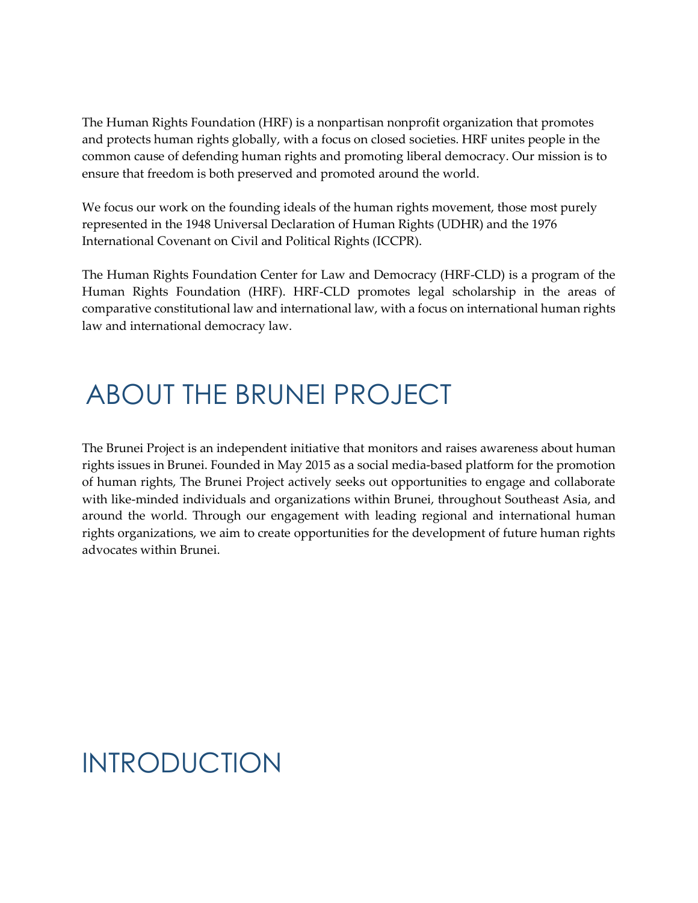The Human Rights Foundation (HRF) is a nonpartisan nonprofit organization that promotes and protects human rights globally, with a focus on closed societies. HRF unites people in the common cause of defending human rights and promoting liberal democracy. Our mission is to ensure that freedom is both preserved and promoted around the world.

We focus our work on the founding ideals of the human rights movement, those most purely represented in the 1948 Universal Declaration of Human Rights (UDHR) and the 1976 International Covenant on Civil and Political Rights (ICCPR).

The Human Rights Foundation Center for Law and Democracy (HRF-CLD) is a program of the Human Rights Foundation (HRF). HRF-CLD promotes legal scholarship in the areas of comparative constitutional law and international law, with a focus on international human rights law and international democracy law.

# ABOUT THE BRUNEI PROJECT

The Brunei Project is an independent initiative that monitors and raises awareness about human rights issues in Brunei. Founded in May 2015 as a social media-based platform for the promotion of human rights, The Brunei Project actively seeks out opportunities to engage and collaborate with like-minded individuals and organizations within Brunei, throughout Southeast Asia, and around the world. Through our engagement with leading regional and international human rights organizations, we aim to create opportunities for the development of future human rights advocates within Brunei.

# INTRODUCTION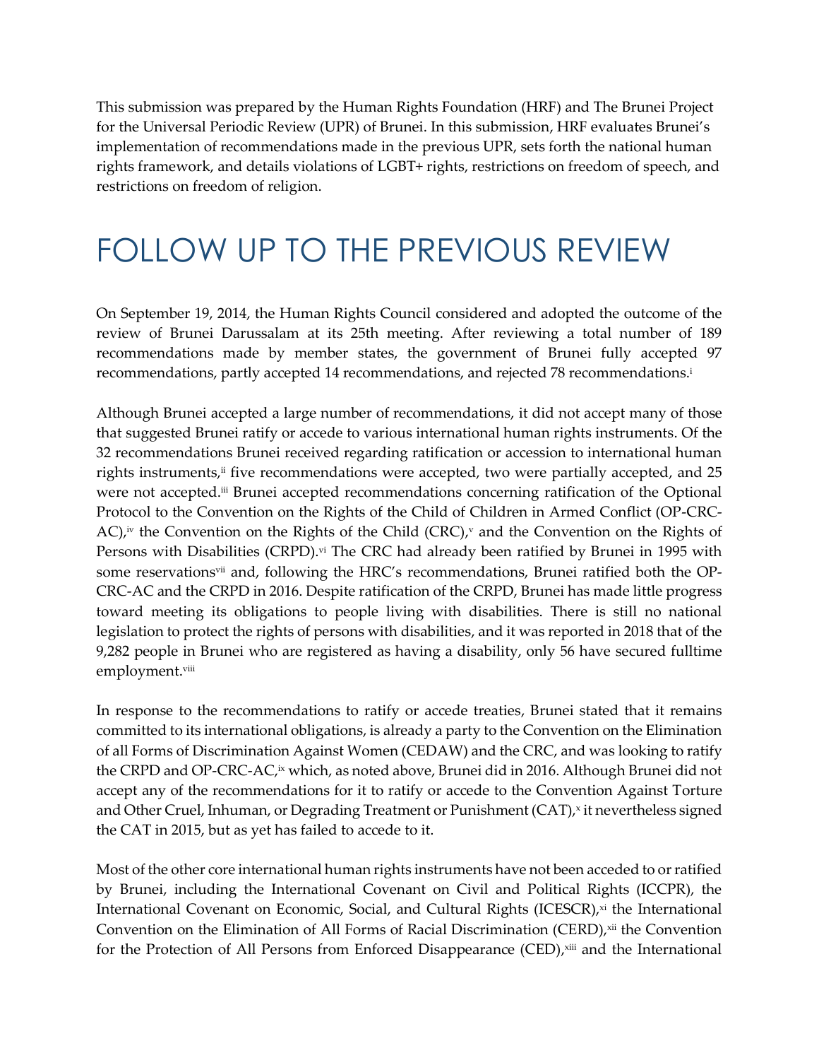This submission was prepared by the Human Rights Foundation (HRF) and The Brunei Project for the Universal Periodic Review (UPR) of Brunei. In this submission, HRF evaluates Brunei's implementation of recommendations made in the previous UPR, sets forth the national human rights framework, and details violations of LGBT+ rights, restrictions on freedom of speech, and restrictions on freedom of religion.

# FOLLOW UP TO THE PREVIOUS REVIEW

On September 19, 2014, the Human Rights Council considered and adopted the outcome of the review of Brunei Darussalam at its 25th meeting. After reviewing a total number of 189 recommendations made by member states, the government of Brunei fully accepted 97 recommendations, partly accepted 14 recommendations, and rejected 78 recommendations.[i]

Although Brunei accepted a large number of recommendations, it did not accept many of those that suggested Brunei ratify or accede to various international human rights instruments. Of the 32 recommendations Brunei received regarding ratification or accession to international human rights instruments,[ii] five recommendations were accepted, two were partially accepted, and 25 were not accepted.[iii] Brunei accepted recommendations concerning ratification of the Optional Protocol to the Convention on the Rights of the Child of Children in Armed Conflict (OP-CRC-AC),[iv] the Convention on the Rights of the Child (CRC),[v] and the Convention on the Rights of Persons with Disabilities (CRPD).[vi] The CRC had already been ratified by Brunei in 1995 with some reservations[vii] and, following the HRC's recommendations, Brunei ratified both the OP-CRC-AC and the CRPD in 2016. Despite ratification of the CRPD, Brunei has made little progress toward meeting its obligations to people living with disabilities. There is still no national legislation to protect the rights of persons with disabilities, and it was reported in 2018 that of the 9,282 people in Brunei who are registered as having a disability, only 56 have secured fulltime employment.[viii]

In response to the recommendations to ratify or accede treaties, Brunei stated that it remains committed to its international obligations, is already a party to the Convention on the Elimination of all Forms of Discrimination Against Women (CEDAW) and the CRC, and was looking to ratify the CRPD and OP-CRC-AC,[ix] which, as noted above, Brunei did in 2016. Although Brunei did not accept any of the recommendations for it to ratify or accede to the Convention Against Torture and Other Cruel, Inhuman, or Degrading Treatment or Punishment (CAT),[x] it nevertheless signed the CAT in 2015, but as yet has failed to accede to it.

Most of the other core international human rights instruments have not been acceded to or ratified by Brunei, including the International Covenant on Civil and Political Rights (ICCPR), the International Covenant on Economic, Social, and Cultural Rights (ICESCR),[xi] the International Convention on the Elimination of All Forms of Racial Discrimination (CERD),[xii] the Convention for the Protection of All Persons from Enforced Disappearance (CED),[xiii] and the International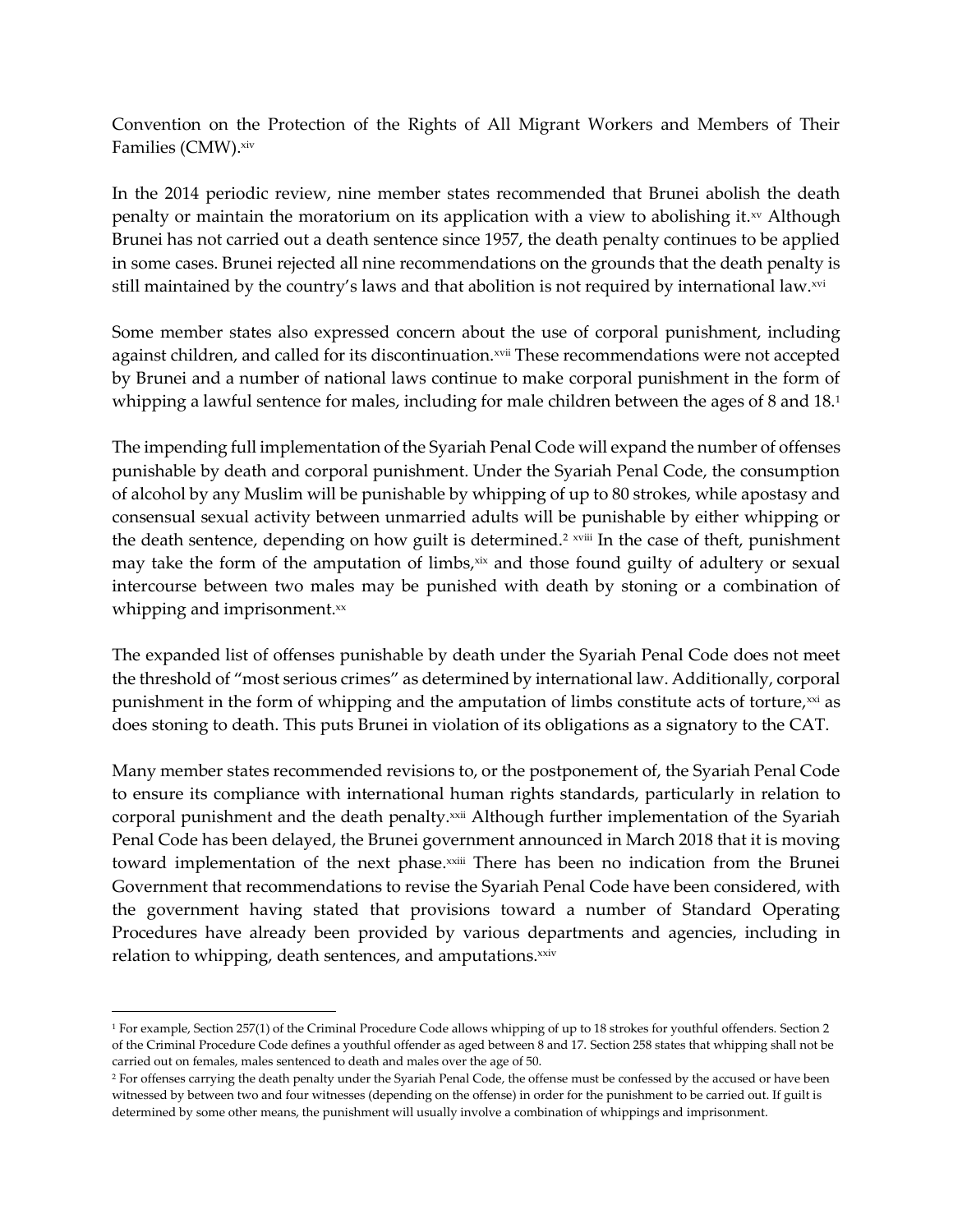Convention on the Protection of the Rights of All Migrant Workers and Members of Their Families (CMW).[xiv]

In the 2014 periodic review, nine member states recommended that Brunei abolish the death penalty or maintain the moratorium on its application with a view to abolishing it.[xv] Although Brunei has not carried out a death sentence since 1957, the death penalty continues to be applied in some cases. Brunei rejected all nine recommendations on the grounds that the death penalty is still maintained by the country's laws and that abolition is not required by international law.[xvi]

Some member states also expressed concern about the use of corporal punishment, including against children, and called for its discontinuation.[xvii] These recommendations were not accepted by Brunei and a number of national laws continue to make corporal punishment in the form of whipping a lawful sentence for males, including for male children between the ages of 8 and 18.[1]

The impending full implementation of the Syariah Penal Code will expand the number of offenses punishable by death and corporal punishment. Under the Syariah Penal Code, the consumption of alcohol by any Muslim will be punishable by whipping of up to 80 strokes, while apostasy and consensual sexual activity between unmarried adults will be punishable by either whipping or the death sentence, depending on how guilt is determined.[2] [xviii] In the case of theft, punishment may take the form of the amputation of limbs,[xix] and those found guilty of adultery or sexual intercourse between two males may be punished with death by stoning or a combination of whipping and imprisonment.[xx]

The expanded list of offenses punishable by death under the Syariah Penal Code does not meet the threshold of "most serious crimes" as determined by international law. Additionally, corporal punishment in the form of whipping and the amputation of limbs constitute acts of torture,[xxi] as does stoning to death. This puts Brunei in violation of its obligations as a signatory to the CAT.

Many member states recommended revisions to, or the postponement of, the Syariah Penal Code to ensure its compliance with international human rights standards, particularly in relation to corporal punishment and the death penalty.[xxii] Although further implementation of the Syariah Penal Code has been delayed, the Brunei government announced in March 2018 that it is moving toward implementation of the next phase.[xxiii] There has been no indication from the Brunei Government that recommendations to revise the Syariah Penal Code have been considered, with the government having stated that provisions toward a number of Standard Operating Procedures have already been provided by various departments and agencies, including in relation to whipping, death sentences, and amputations.[xxiv]

---

[1] For example, Section 257(1) of the Criminal Procedure Code allows whipping of up to 18 strokes for youthful offenders. Section 2 of the Criminal Procedure Code defines a youthful offender as aged between 8 and 17. Section 258 states that whipping shall not be carried out on females, males sentenced to death and males over the age of 50.

[2] For offenses carrying the death penalty under the Syariah Penal Code, the offense must be confessed by the accused or have been witnessed by between two and four witnesses (depending on the offense) in order for the punishment to be carried out. If guilt is determined by some other means, the punishment will usually involve a combination of whippings and imprisonment.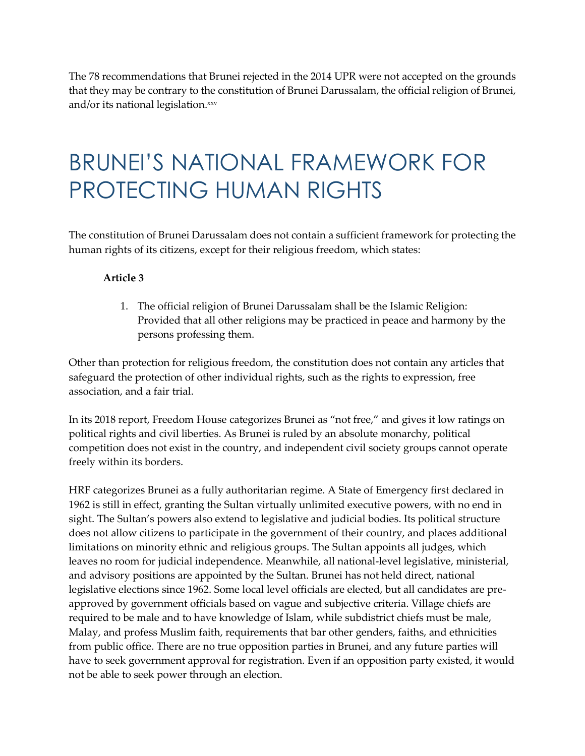The 78 recommendations that Brunei rejected in the 2014 UPR were not accepted on the grounds that they may be contrary to the constitution of Brunei Darussalam, the official religion of Brunei, and/or its national legislation.[xxv]

# BRUNEI'S NATIONAL FRAMEWORK FOR PROTECTING HUMAN RIGHTS

The constitution of Brunei Darussalam does not contain a sufficient framework for protecting the human rights of its citizens, except for their religious freedom, which states:

**Article 3**

1. The official religion of Brunei Darussalam shall be the Islamic Religion: Provided that all other religions may be practiced in peace and harmony by the persons professing them.

Other than protection for religious freedom, the constitution does not contain any articles that safeguard the protection of other individual rights, such as the rights to expression, free association, and a fair trial.

In its 2018 report, Freedom House categorizes Brunei as "not free," and gives it low ratings on political rights and civil liberties. As Brunei is ruled by an absolute monarchy, political competition does not exist in the country, and independent civil society groups cannot operate freely within its borders.

HRF categorizes Brunei as a fully authoritarian regime. A State of Emergency first declared in 1962 is still in effect, granting the Sultan virtually unlimited executive powers, with no end in sight. The Sultan's powers also extend to legislative and judicial bodies. Its political structure does not allow citizens to participate in the government of their country, and places additional limitations on minority ethnic and religious groups. The Sultan appoints all judges, which leaves no room for judicial independence. Meanwhile, all national-level legislative, ministerial, and advisory positions are appointed by the Sultan. Brunei has not held direct, national legislative elections since 1962. Some local level officials are elected, but all candidates are pre-approved by government officials based on vague and subjective criteria. Village chiefs are required to be male and to have knowledge of Islam, while subdistrict chiefs must be male, Malay, and profess Muslim faith, requirements that bar other genders, faiths, and ethnicities from public office. There are no true opposition parties in Brunei, and any future parties will have to seek government approval for registration. Even if an opposition party existed, it would not be able to seek power through an election.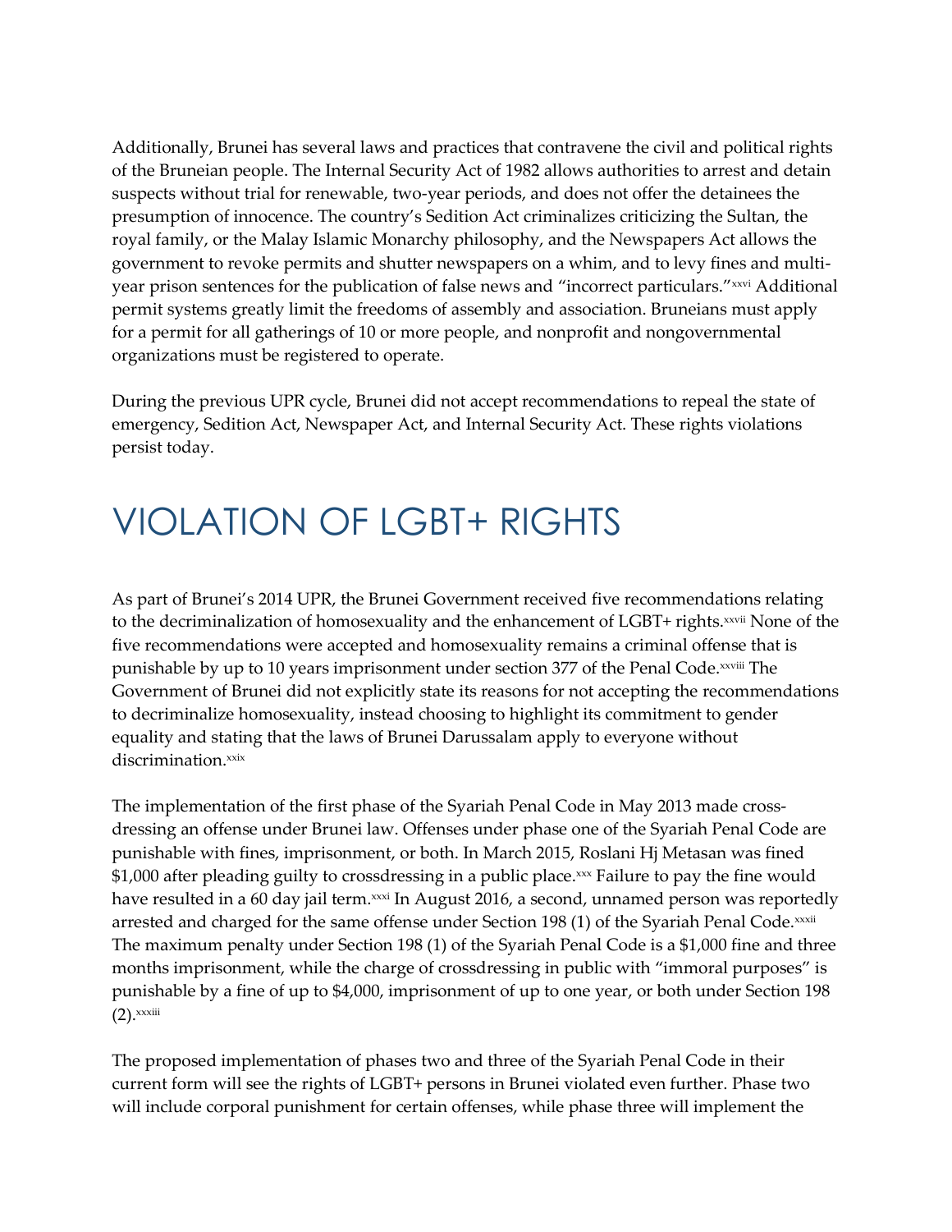Additionally, Brunei has several laws and practices that contravene the civil and political rights of the Bruneian people. The Internal Security Act of 1982 allows authorities to arrest and detain suspects without trial for renewable, two-year periods, and does not offer the detainees the presumption of innocence. The country's Sedition Act criminalizes criticizing the Sultan, the royal family, or the Malay Islamic Monarchy philosophy, and the Newspapers Act allows the government to revoke permits and shutter newspapers on a whim, and to levy fines and multi-year prison sentences for the publication of false news and "incorrect particulars."[xxvi] Additional permit systems greatly limit the freedoms of assembly and association. Bruneians must apply for a permit for all gatherings of 10 or more people, and nonprofit and nongovernmental organizations must be registered to operate.

During the previous UPR cycle, Brunei did not accept recommendations to repeal the state of emergency, Sedition Act, Newspaper Act, and Internal Security Act. These rights violations persist today.

# VIOLATION OF LGBT+ RIGHTS

As part of Brunei's 2014 UPR, the Brunei Government received five recommendations relating to the decriminalization of homosexuality and the enhancement of LGBT+ rights.[xxvii] None of the five recommendations were accepted and homosexuality remains a criminal offense that is punishable by up to 10 years imprisonment under section 377 of the Penal Code.[xxviii] The Government of Brunei did not explicitly state its reasons for not accepting the recommendations to decriminalize homosexuality, instead choosing to highlight its commitment to gender equality and stating that the laws of Brunei Darussalam apply to everyone without discrimination.[xxix]

The implementation of the first phase of the Syariah Penal Code in May 2013 made cross-dressing an offense under Brunei law. Offenses under phase one of the Syariah Penal Code are punishable with fines, imprisonment, or both. In March 2015, Roslani Hj Metasan was fined $1,000 after pleading guilty to crossdressing in a public place.[xxx] Failure to pay the fine would have resulted in a 60 day jail term.[xxxi] In August 2016, a second, unnamed person was reportedly arrested and charged for the same offense under Section 198 (1) of the Syariah Penal Code.[xxxii] The maximum penalty under Section 198 (1) of the Syariah Penal Code is a $1,000 fine and three months imprisonment, while the charge of crossdressing in public with "immoral purposes" is punishable by a fine of up to $4,000, imprisonment of up to one year, or both under Section 198 (2).[xxxiii]

The proposed implementation of phases two and three of the Syariah Penal Code in their current form will see the rights of LGBT+ persons in Brunei violated even further. Phase two will include corporal punishment for certain offenses, while phase three will implement the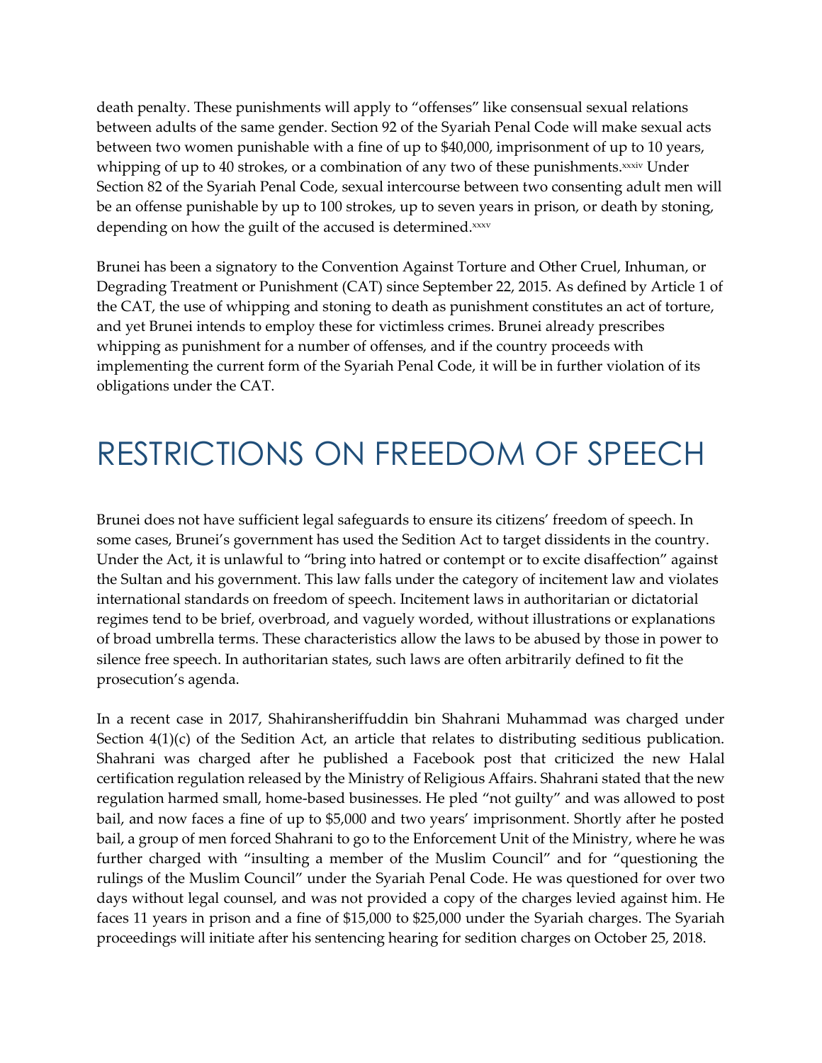death penalty. These punishments will apply to "offenses" like consensual sexual relations between adults of the same gender. Section 92 of the Syariah Penal Code will make sexual acts between two women punishable with a fine of up to $40,000, imprisonment of up to 10 years, whipping of up to 40 strokes, or a combination of any two of these punishments.[xxxiv] Under Section 82 of the Syariah Penal Code, sexual intercourse between two consenting adult men will be an offense punishable by up to 100 strokes, up to seven years in prison, or death by stoning, depending on how the guilt of the accused is determined.[xxxv]

Brunei has been a signatory to the Convention Against Torture and Other Cruel, Inhuman, or Degrading Treatment or Punishment (CAT) since September 22, 2015. As defined by Article 1 of the CAT, the use of whipping and stoning to death as punishment constitutes an act of torture, and yet Brunei intends to employ these for victimless crimes. Brunei already prescribes whipping as punishment for a number of offenses, and if the country proceeds with implementing the current form of the Syariah Penal Code, it will be in further violation of its obligations under the CAT.

# RESTRICTIONS ON FREEDOM OF SPEECH

Brunei does not have sufficient legal safeguards to ensure its citizens' freedom of speech. In some cases, Brunei's government has used the Sedition Act to target dissidents in the country. Under the Act, it is unlawful to "bring into hatred or contempt or to excite disaffection" against the Sultan and his government. This law falls under the category of incitement law and violates international standards on freedom of speech. Incitement laws in authoritarian or dictatorial regimes tend to be brief, overbroad, and vaguely worded, without illustrations or explanations of broad umbrella terms. These characteristics allow the laws to be abused by those in power to silence free speech. In authoritarian states, such laws are often arbitrarily defined to fit the prosecution's agenda.

In a recent case in 2017, Shahiransheriffuddin bin Shahrani Muhammad was charged under Section 4(1)(c) of the Sedition Act, an article that relates to distributing seditious publication. Shahrani was charged after he published a Facebook post that criticized the new Halal certification regulation released by the Ministry of Religious Affairs. Shahrani stated that the new regulation harmed small, home-based businesses. He pled "not guilty" and was allowed to post bail, and now faces a fine of up to $5,000 and two years' imprisonment. Shortly after he posted bail, a group of men forced Shahrani to go to the Enforcement Unit of the Ministry, where he was further charged with "insulting a member of the Muslim Council" and for "questioning the rulings of the Muslim Council" under the Syariah Penal Code. He was questioned for over two days without legal counsel, and was not provided a copy of the charges levied against him. He faces 11 years in prison and a fine of $15,000 to $25,000 under the Syariah charges. The Syariah proceedings will initiate after his sentencing hearing for sedition charges on October 25, 2018.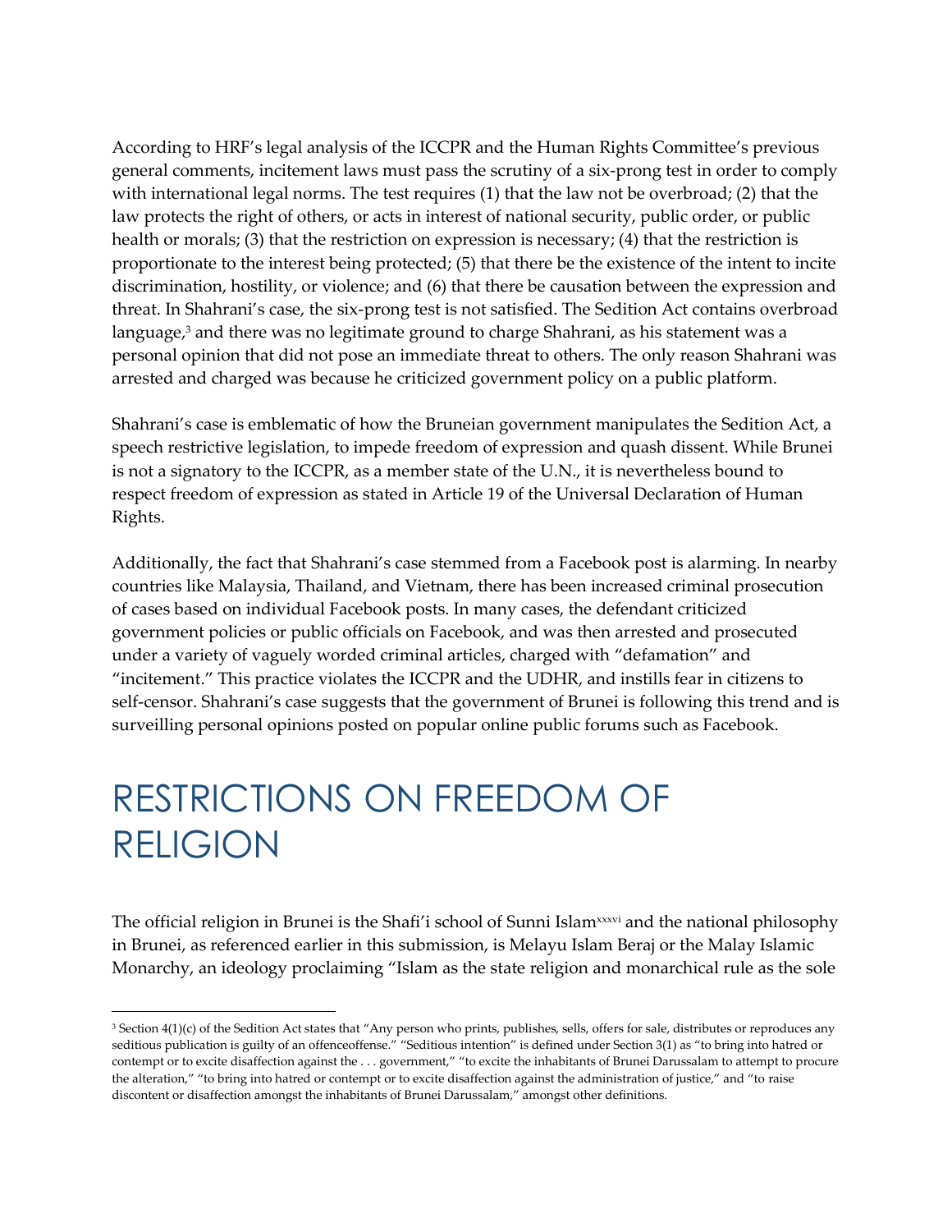According to HRF's legal analysis of the ICCPR and the Human Rights Committee's previous general comments, incitement laws must pass the scrutiny of a six-prong test in order to comply with international legal norms. The test requires (1) that the law not be overbroad; (2) that the law protects the right of others, or acts in interest of national security, public order, or public health or morals; (3) that the restriction on expression is necessary; (4) that the restriction is proportionate to the interest being protected; (5) that there be the existence of the intent to incite discrimination, hostility, or violence; and (6) that there be causation between the expression and threat. In Shahrani's case, the six-prong test is not satisfied. The Sedition Act contains overbroad language,[3] and there was no legitimate ground to charge Shahrani, as his statement was a personal opinion that did not pose an immediate threat to others. The only reason Shahrani was arrested and charged was because he criticized government policy on a public platform.

Shahrani's case is emblematic of how the Bruneian government manipulates the Sedition Act, a speech restrictive legislation, to impede freedom of expression and quash dissent. While Brunei is not a signatory to the ICCPR, as a member state of the U.N., it is nevertheless bound to respect freedom of expression as stated in Article 19 of the Universal Declaration of Human Rights.

Additionally, the fact that Shahrani's case stemmed from a Facebook post is alarming. In nearby countries like Malaysia, Thailand, and Vietnam, there has been increased criminal prosecution of cases based on individual Facebook posts. In many cases, the defendant criticized government policies or public officials on Facebook, and was then arrested and prosecuted under a variety of vaguely worded criminal articles, charged with "defamation" and "incitement." This practice violates the ICCPR and the UDHR, and instills fear in citizens to self-censor. Shahrani's case suggests that the government of Brunei is following this trend and is surveilling personal opinions posted on popular online public forums such as Facebook.

# RESTRICTIONS ON FREEDOM OF RELIGION

The official religion in Brunei is the Shafi'i school of Sunni Islam[xxxvi] and the national philosophy in Brunei, as referenced earlier in this submission, is Melayu Islam Beraj or the Malay Islamic Monarchy, an ideology proclaiming "Islam as the state religion and monarchical rule as the sole

---

[3] Section 4(1)(c) of the Sedition Act states that "Any person who prints, publishes, sells, offers for sale, distributes or reproduces any seditious publication is guilty of an offenceoffense." "Seditious intention" is defined under Section 3(1) as "to bring into hatred or contempt or to excite disaffection against the . . . government," "to excite the inhabitants of Brunei Darussalam to attempt to procure the alteration," "to bring into hatred or contempt or to excite disaffection against the administration of justice," and "to raise discontent or disaffection amongst the inhabitants of Brunei Darussalam," amongst other definitions.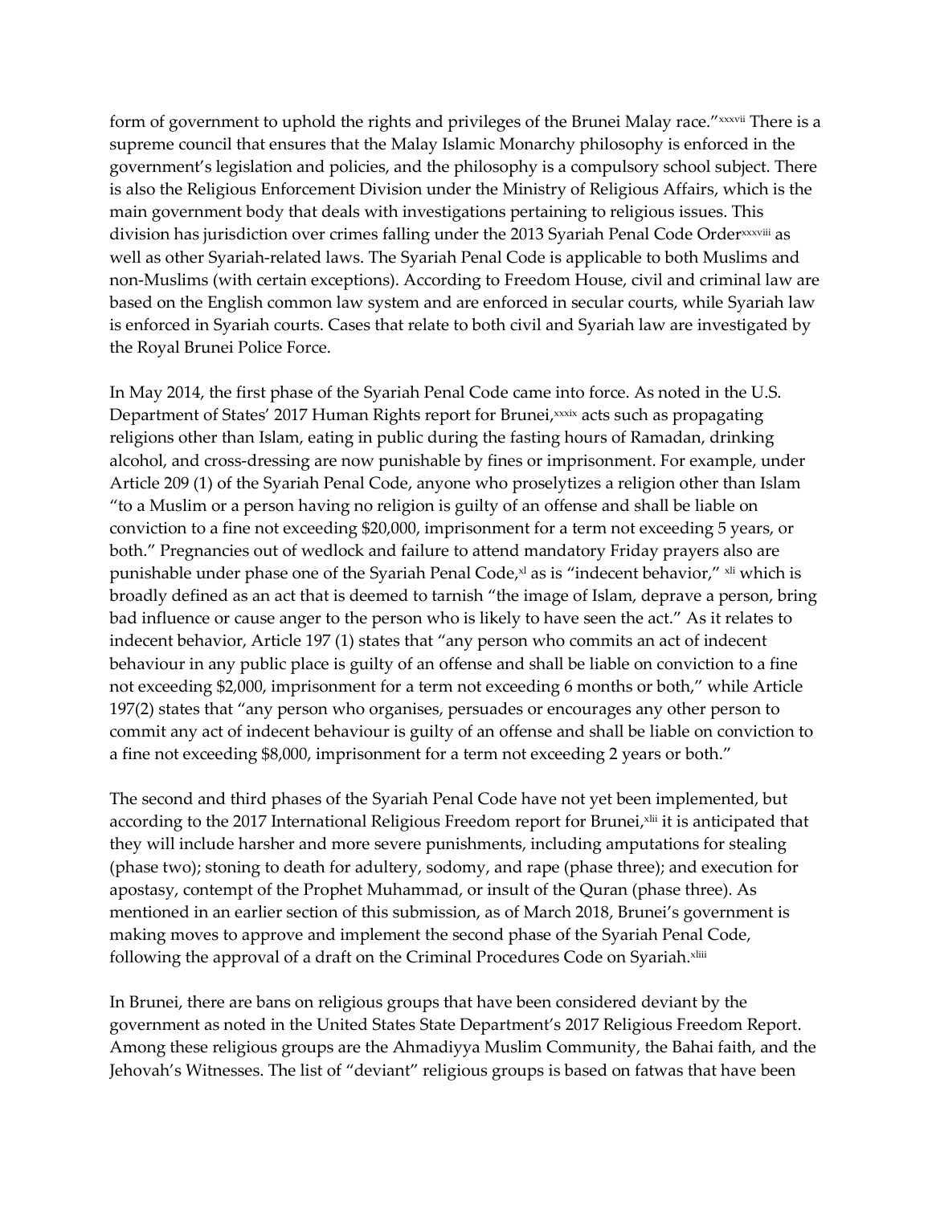form of government to uphold the rights and privileges of the Brunei Malay race."[xxxvii] There is a supreme council that ensures that the Malay Islamic Monarchy philosophy is enforced in the government's legislation and policies, and the philosophy is a compulsory school subject. There is also the Religious Enforcement Division under the Ministry of Religious Affairs, which is the main government body that deals with investigations pertaining to religious issues. This division has jurisdiction over crimes falling under the 2013 Syariah Penal Code Order[xxxviii] as well as other Syariah-related laws. The Syariah Penal Code is applicable to both Muslims and non-Muslims (with certain exceptions). According to Freedom House, civil and criminal law are based on the English common law system and are enforced in secular courts, while Syariah law is enforced in Syariah courts. Cases that relate to both civil and Syariah law are investigated by the Royal Brunei Police Force.

In May 2014, the first phase of the Syariah Penal Code came into force. As noted in the U.S. Department of States' 2017 Human Rights report for Brunei,[xxxix] acts such as propagating religions other than Islam, eating in public during the fasting hours of Ramadan, drinking alcohol, and cross-dressing are now punishable by fines or imprisonment. For example, under Article 209 (1) of the Syariah Penal Code, anyone who proselytizes a religion other than Islam "to a Muslim or a person having no religion is guilty of an offense and shall be liable on conviction to a fine not exceeding $20,000, imprisonment for a term not exceeding 5 years, or both." Pregnancies out of wedlock and failure to attend mandatory Friday prayers also are punishable under phase one of the Syariah Penal Code,[xl] as is "indecent behavior," [xli] which is broadly defined as an act that is deemed to tarnish "the image of Islam, deprave a person, bring bad influence or cause anger to the person who is likely to have seen the act." As it relates to indecent behavior, Article 197 (1) states that "any person who commits an act of indecent behaviour in any public place is guilty of an offense and shall be liable on conviction to a fine not exceeding $2,000, imprisonment for a term not exceeding 6 months or both," while Article 197(2) states that "any person who organises, persuades or encourages any other person to commit any act of indecent behaviour is guilty of an offense and shall be liable on conviction to a fine not exceeding $8,000, imprisonment for a term not exceeding 2 years or both."

The second and third phases of the Syariah Penal Code have not yet been implemented, but according to the 2017 International Religious Freedom report for Brunei,[xlii] it is anticipated that they will include harsher and more severe punishments, including amputations for stealing (phase two); stoning to death for adultery, sodomy, and rape (phase three); and execution for apostasy, contempt of the Prophet Muhammad, or insult of the Quran (phase three). As mentioned in an earlier section of this submission, as of March 2018, Brunei's government is making moves to approve and implement the second phase of the Syariah Penal Code, following the approval of a draft on the Criminal Procedures Code on Syariah.[xliii]

In Brunei, there are bans on religious groups that have been considered deviant by the government as noted in the United States State Department's 2017 Religious Freedom Report. Among these religious groups are the Ahmadiyya Muslim Community, the Bahai faith, and the Jehovah's Witnesses. The list of "deviant" religious groups is based on fatwas that have been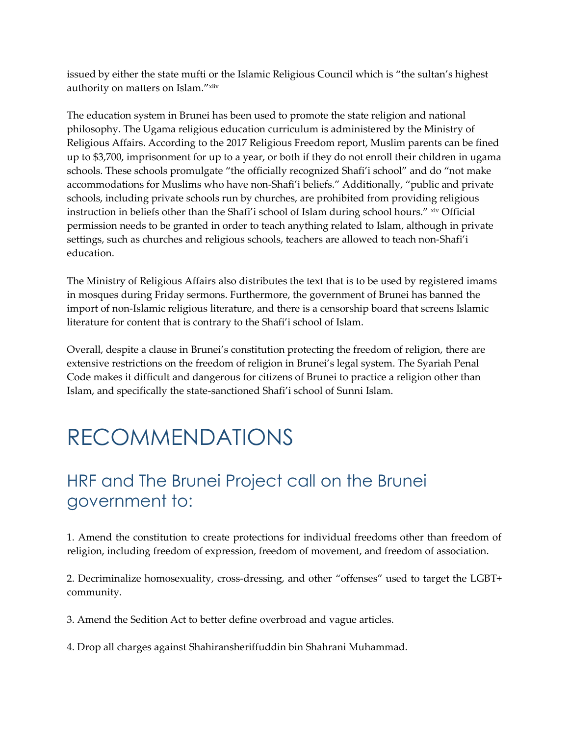issued by either the state mufti or the Islamic Religious Council which is "the sultan's highest authority on matters on Islam."[xliv]

The education system in Brunei has been used to promote the state religion and national philosophy. The Ugama religious education curriculum is administered by the Ministry of Religious Affairs. According to the 2017 Religious Freedom report, Muslim parents can be fined up to $3,700, imprisonment for up to a year, or both if they do not enroll their children in ugama schools. These schools promulgate "the officially recognized Shafi'i school" and do "not make accommodations for Muslims who have non-Shafi'i beliefs." Additionally, "public and private schools, including private schools run by churches, are prohibited from providing religious instruction in beliefs other than the Shafi'i school of Islam during school hours." [xlv] Official permission needs to be granted in order to teach anything related to Islam, although in private settings, such as churches and religious schools, teachers are allowed to teach non-Shafi'i education.

The Ministry of Religious Affairs also distributes the text that is to be used by registered imams in mosques during Friday sermons. Furthermore, the government of Brunei has banned the import of non-Islamic religious literature, and there is a censorship board that screens Islamic literature for content that is contrary to the Shafi'i school of Islam.

Overall, despite a clause in Brunei's constitution protecting the freedom of religion, there are extensive restrictions on the freedom of religion in Brunei's legal system. The Syariah Penal Code makes it difficult and dangerous for citizens of Brunei to practice a religion other than Islam, and specifically the state-sanctioned Shafi'i school of Sunni Islam.

# RECOMMENDATIONS

## HRF and The Brunei Project call on the Brunei government to:

1. Amend the constitution to create protections for individual freedoms other than freedom of religion, including freedom of expression, freedom of movement, and freedom of association.

2. Decriminalize homosexuality, cross-dressing, and other "offenses" used to target the LGBT+ community.

3. Amend the Sedition Act to better define overbroad and vague articles.

4. Drop all charges against Shahiransheriffuddin bin Shahrani Muhammad.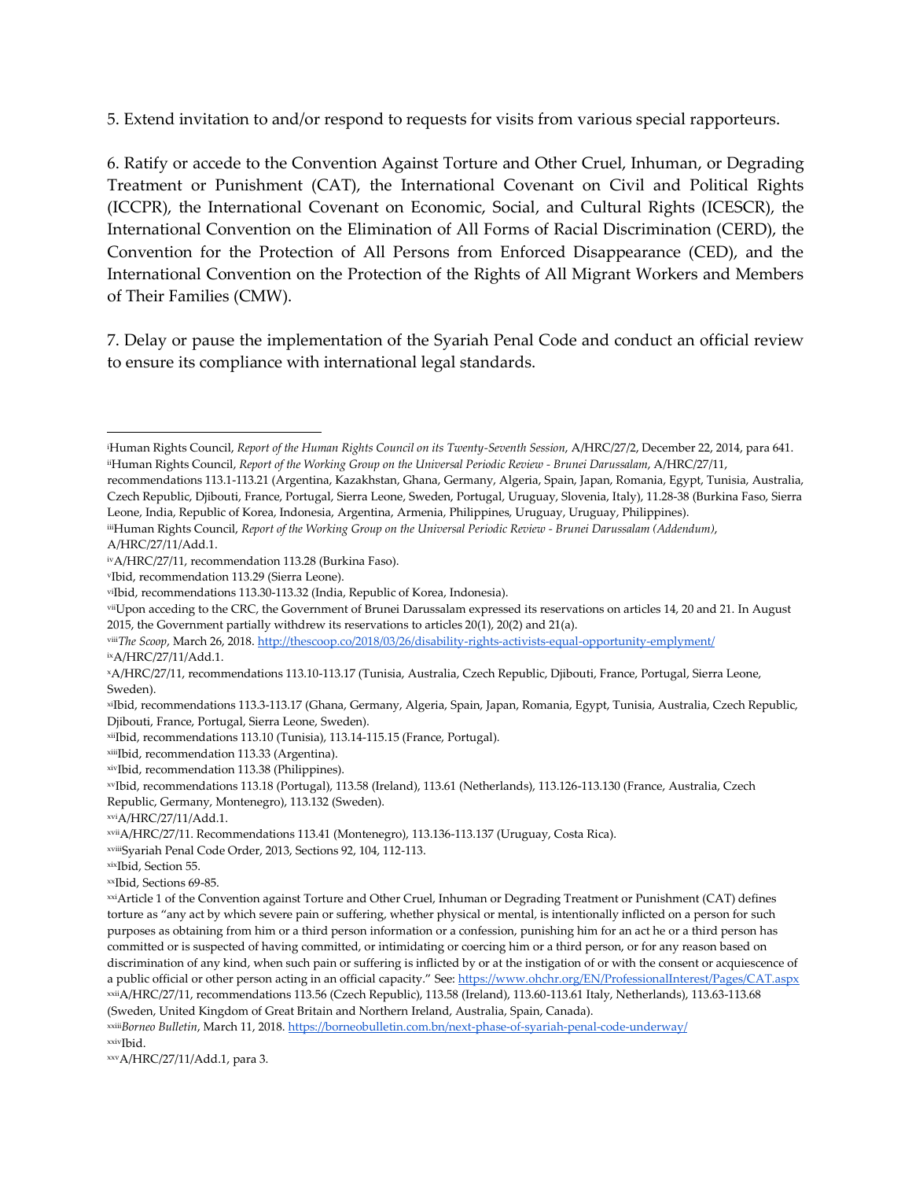5. Extend invitation to and/or respond to requests for visits from various special rapporteurs.

6. Ratify or accede to the Convention Against Torture and Other Cruel, Inhuman, or Degrading Treatment or Punishment (CAT), the International Covenant on Civil and Political Rights (ICCPR), the International Covenant on Economic, Social, and Cultural Rights (ICESCR), the International Convention on the Elimination of All Forms of Racial Discrimination (CERD), the Convention for the Protection of All Persons from Enforced Disappearance (CED), and the International Convention on the Protection of the Rights of All Migrant Workers and Members of Their Families (CMW).

7. Delay or pause the implementation of the Syariah Penal Code and conduct an official review to ensure its compliance with international legal standards.

---

[i] Human Rights Council, *Report of the Human Rights Council on its Twenty-Seventh Session*, A/HRC/27/2, December 22, 2014, para 641.

[ii] Human Rights Council, *Report of the Working Group on the Universal Periodic Review - Brunei Darussalam*, A/HRC/27/11, recommendations 113.1-113.21 (Argentina, Kazakhstan, Ghana, Germany, Algeria, Spain, Japan, Romania, Egypt, Tunisia, Australia, Czech Republic, Djibouti, France, Portugal, Sierra Leone, Sweden, Portugal, Uruguay, Slovenia, Italy), 11.28-38 (Burkina Faso, Sierra Leone, India, Republic of Korea, Indonesia, Argentina, Armenia, Philippines, Uruguay, Uruguay, Philippines).

[iii] Human Rights Council, *Report of the Working Group on the Universal Periodic Review - Brunei Darussalam (Addendum)*, A/HRC/27/11/Add.1.

[iv] A/HRC/27/11, recommendation 113.28 (Burkina Faso).

[v] Ibid, recommendation 113.29 (Sierra Leone).

[vi] Ibid, recommendations 113.30-113.32 (India, Republic of Korea, Indonesia).

[vii] Upon acceding to the CRC, the Government of Brunei Darussalam expressed its reservations on articles 14, 20 and 21. In August 2015, the Government partially withdrew its reservations to articles 20(1), 20(2) and 21(a).

[viii] *The Scoop*, March 26, 2018. http://thescoop.co/2018/03/26/disability-rights-activists-equal-opportunity-emplyment/

[ix] A/HRC/27/11/Add.1.

[x] A/HRC/27/11, recommendations 113.10-113.17 (Tunisia, Australia, Czech Republic, Djibouti, France, Portugal, Sierra Leone, Sweden).

[xi] Ibid, recommendations 113.3-113.17 (Ghana, Germany, Algeria, Spain, Japan, Romania, Egypt, Tunisia, Australia, Czech Republic, Djibouti, France, Portugal, Sierra Leone, Sweden).

[xii] Ibid, recommendations 113.10 (Tunisia), 113.14-115.15 (France, Portugal).

[xiii] Ibid, recommendation 113.33 (Argentina).

[xiv] Ibid, recommendation 113.38 (Philippines).

[xv] Ibid, recommendations 113.18 (Portugal), 113.58 (Ireland), 113.61 (Netherlands), 113.126-113.130 (France, Australia, Czech Republic, Germany, Montenegro), 113.132 (Sweden).

[xvi] A/HRC/27/11/Add.1.

[xvii] A/HRC/27/11. Recommendations 113.41 (Montenegro), 113.136-113.137 (Uruguay, Costa Rica).

[xviii] Syariah Penal Code Order, 2013, Sections 92, 104, 112-113.

[xix] Ibid, Section 55.

[xx] Ibid, Sections 69-85.

[xxi] Article 1 of the Convention against Torture and Other Cruel, Inhuman or Degrading Treatment or Punishment (CAT) defines torture as "any act by which severe pain or suffering, whether physical or mental, is intentionally inflicted on a person for such purposes as obtaining from him or a third person information or a confession, punishing him for an act he or a third person has committed or is suspected of having committed, or intimidating or coercing him or a third person, or for any reason based on discrimination of any kind, when such pain or suffering is inflicted by or at the instigation of or with the consent or acquiescence of a public official or other person acting in an official capacity." See: https://www.ohchr.org/EN/ProfessionalInterest/Pages/CAT.aspx

[xxii] A/HRC/27/11, recommendations 113.56 (Czech Republic), 113.58 (Ireland), 113.60-113.61 Italy, Netherlands), 113.63-113.68 (Sweden, United Kingdom of Great Britain and Northern Ireland, Australia, Spain, Canada).

[xxiii] *Borneo Bulletin*, March 11, 2018. https://borneobulletin.com.bn/next-phase-of-syariah-penal-code-underway/

[xxiv] Ibid.

[xxv] A/HRC/27/11/Add.1, para 3.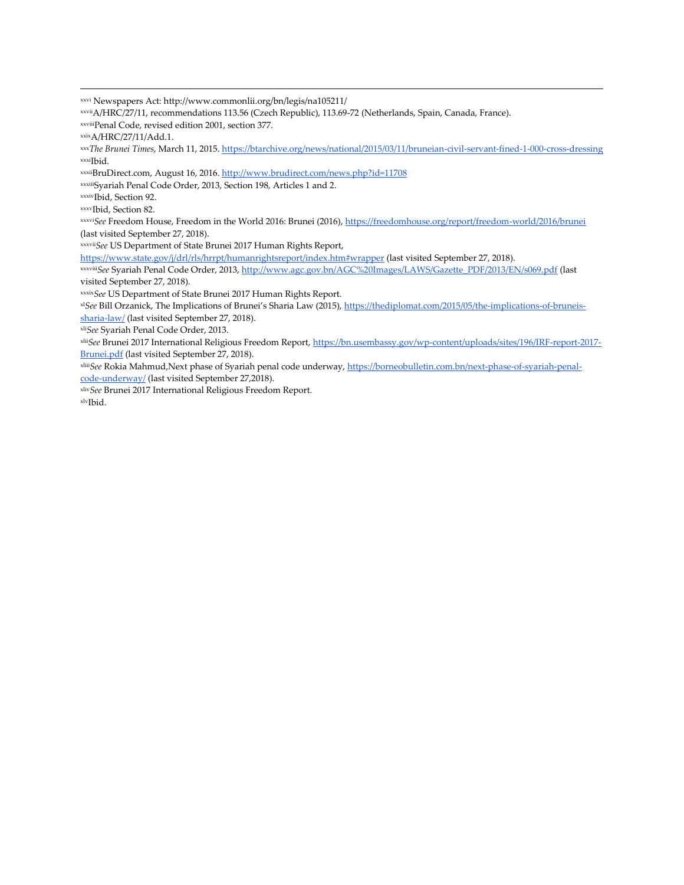---

[xxvi] Newspapers Act: http://www.commonlii.org/bn/legis/na105211/

[xxvii] A/HRC/27/11, recommendations 113.56 (Czech Republic), 113.69-72 (Netherlands, Spain, Canada, France).

[xxviii] Penal Code, revised edition 2001, section 377.

[xxix] A/HRC/27/11/Add.1.

[xxx] *The Brunei Times*, March 11, 2015. https://btarchive.org/news/national/2015/03/11/bruneian-civil-servant-fined-1-000-cross-dressing

[xxxi] Ibid.

[xxxii] BruDirect.com, August 16, 2016. http://www.brudirect.com/news.php?id=11708

[xxxiii] Syariah Penal Code Order, 2013, Section 198, Articles 1 and 2.

[xxxiv] Ibid, Section 92.

[xxxv] Ibid, Section 82.

[xxxvi] *See* Freedom House, Freedom in the World 2016: Brunei (2016), https://freedomhouse.org/report/freedom-world/2016/brunei (last visited September 27, 2018).

[xxxvii] *See* US Department of State Brunei 2017 Human Rights Report, https://www.state.gov/j/drl/rls/hrrpt/humanrightsreport/index.htm#wrapper (last visited September 27, 2018).

[xxxviii] *See* Syariah Penal Code Order, 2013, http://www.agc.gov.bn/AGC%20Images/LAWS/Gazette_PDF/2013/EN/s069.pdf (last visited September 27, 2018).

[xxxix] *See* US Department of State Brunei 2017 Human Rights Report.

[xl] *See* Bill Orzanick, The Implications of Brunei's Sharia Law (2015), https://thediplomat.com/2015/05/the-implications-of-bruneis-sharia-law/ (last visited September 27, 2018).

[xli] *See* Syariah Penal Code Order, 2013.

[xlii] *See* Brunei 2017 International Religious Freedom Report, https://bn.usembassy.gov/wp-content/uploads/sites/196/IRF-report-2017-Brunei.pdf (last visited September 27, 2018).

[xliii] *See* Rokia Mahmud,Next phase of Syariah penal code underway, https://borneobulletin.com.bn/next-phase-of-syariah-penal-code-underway/ (last visited September 27,2018).

[xliv] *See* Brunei 2017 International Religious Freedom Report.

[xlv] Ibid.